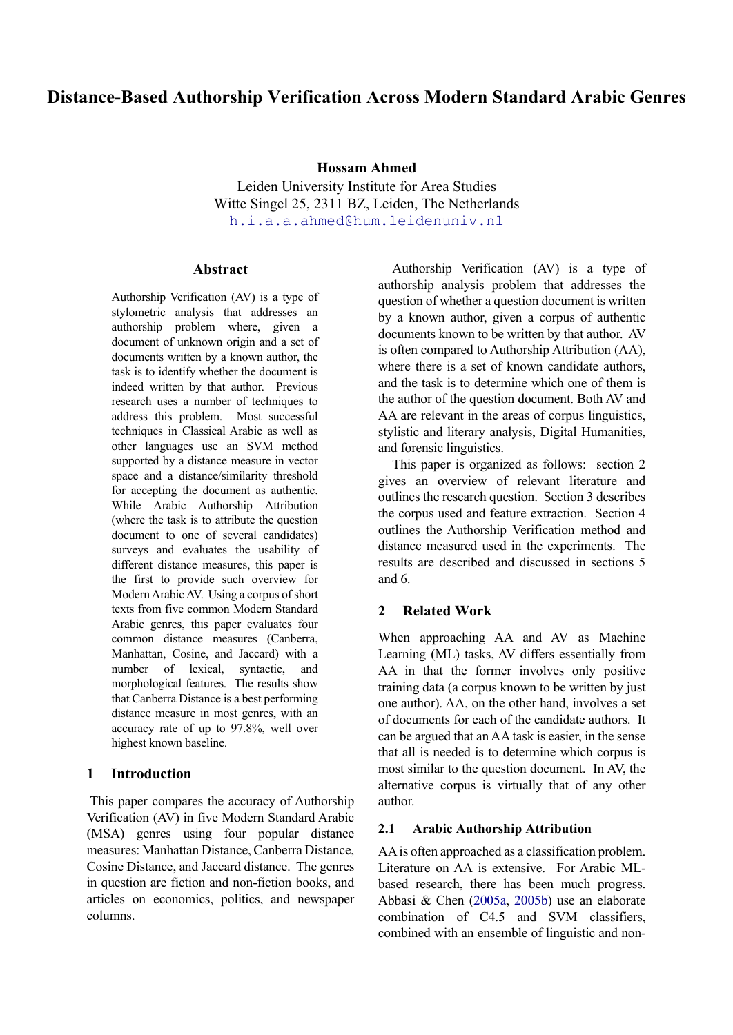# Distance-Based Authorship Verification Across Modern Standard Arabic Genres

**Hossam Ahmed**
Leiden University Institute for Area Studies
Witte Singel 25, 2311 BZ, Leiden, The Netherlands
h.i.a.a.ahmed@hum.leidenuniv.nl

## Abstract

Authorship Verification (AV) is a type of stylometric analysis that addresses an authorship problem where, given a document of unknown origin and a set of documents written by a known author, the task is to identify whether the document is indeed written by that author. Previous research uses a number of techniques to address this problem. Most successful techniques in Classical Arabic as well as other languages use an SVM method supported by a distance measure in vector space and a distance/similarity threshold for accepting the document as authentic. While Arabic Authorship Attribution (where the task is to attribute the question document to one of several candidates) surveys and evaluates the usability of different distance measures, this paper is the first to provide such overview for Modern Arabic AV. Using a corpus of short texts from five common Modern Standard Arabic genres, this paper evaluates four common distance measures (Canberra, Manhattan, Cosine, and Jaccard) with a number of lexical, syntactic, and morphological features. The results show that Canberra Distance is a best performing distance measure in most genres, with an accuracy rate of up to 97.8%, well over highest known baseline.

## 1 Introduction

This paper compares the accuracy of Authorship Verification (AV) in five Modern Standard Arabic (MSA) genres using four popular distance measures: Manhattan Distance, Canberra Distance, Cosine Distance, and Jaccard distance. The genres in question are fiction and non-fiction books, and articles on economics, politics, and newspaper columns.

Authorship Verification (AV) is a type of authorship analysis problem that addresses the question of whether a question document is written by a known author, given a corpus of authentic documents known to be written by that author. AV is often compared to Authorship Attribution (AA), where there is a set of known candidate authors, and the task is to determine which one of them is the author of the question document. Both AV and AA are relevant in the areas of corpus linguistics, stylistic and literary analysis, Digital Humanities, and forensic linguistics.

This paper is organized as follows: section 2 gives an overview of relevant literature and outlines the research question. Section 3 describes the corpus used and feature extraction. Section 4 outlines the Authorship Verification method and distance measured used in the experiments. The results are described and discussed in sections 5 and 6.

## 2 Related Work

When approaching AA and AV as Machine Learning (ML) tasks, AV differs essentially from AA in that the former involves only positive training data (a corpus known to be written by just one author). AA, on the other hand, involves a set of documents for each of the candidate authors. It can be argued that an AA task is easier, in the sense that all is needed is to determine which corpus is most similar to the question document. In AV, the alternative corpus is virtually that of any other author.

### 2.1 Arabic Authorship Attribution

AA is often approached as a classification problem. Literature on AA is extensive. For Arabic ML-based research, there has been much progress. Abbasi & Chen (2005a, 2005b) use an elaborate combination of C4.5 and SVM classifiers, combined with an ensemble of linguistic and non-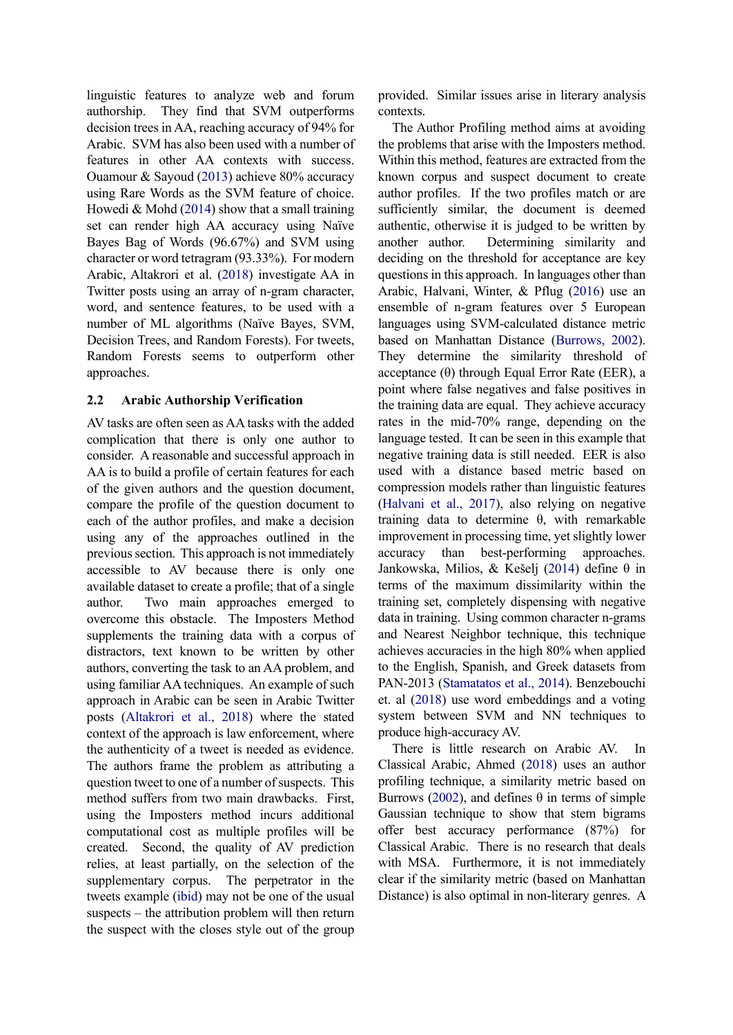linguistic features to analyze web and forum authorship. They find that SVM outperforms decision trees in AA, reaching accuracy of 94% for Arabic. SVM has also been used with a number of features in other AA contexts with success. Ouamour & Sayoud (2013) achieve 80% accuracy using Rare Words as the SVM feature of choice. Howedi & Mohd (2014) show that a small training set can render high AA accuracy using Naïve Bayes Bag of Words (96.67%) and SVM using character or word tetragram (93.33%). For modern Arabic, Altakrori et al. (2018) investigate AA in Twitter posts using an array of n-gram character, word, and sentence features, to be used with a number of ML algorithms (Naïve Bayes, SVM, Decision Trees, and Random Forests). For tweets, Random Forests seems to outperform other approaches.

## 2.2 Arabic Authorship Verification

AV tasks are often seen as AA tasks with the added complication that there is only one author to consider. A reasonable and successful approach in AA is to build a profile of certain features for each of the given authors and the question document, compare the profile of the question document to each of the author profiles, and make a decision using any of the approaches outlined in the previous section. This approach is not immediately accessible to AV because there is only one available dataset to create a profile; that of a single author. Two main approaches emerged to overcome this obstacle. The Imposters Method supplements the training data with a corpus of distractors, text known to be written by other authors, converting the task to an AA problem, and using familiar AA techniques. An example of such approach in Arabic can be seen in Arabic Twitter posts (Altakrori et al., 2018) where the stated context of the approach is law enforcement, where the authenticity of a tweet is needed as evidence. The authors frame the problem as attributing a question tweet to one of a number of suspects. This method suffers from two main drawbacks. First, using the Imposters method incurs additional computational cost as multiple profiles will be created. Second, the quality of AV prediction relies, at least partially, on the selection of the supplementary corpus. The perpetrator in the tweets example (ibid) may not be one of the usual suspects – the attribution problem will then return the suspect with the closes style out of the group provided. Similar issues arise in literary analysis contexts.

The Author Profiling method aims at avoiding the problems that arise with the Imposters method. Within this method, features are extracted from the known corpus and suspect document to create author profiles. If the two profiles match or are sufficiently similar, the document is deemed authentic, otherwise it is judged to be written by another author. Determining similarity and deciding on the threshold for acceptance are key questions in this approach. In languages other than Arabic, Halvani, Winter, & Pflug (2016) use an ensemble of n-gram features over 5 European languages using SVM-calculated distance metric based on Manhattan Distance (Burrows, 2002). They determine the similarity threshold of acceptance (θ) through Equal Error Rate (EER), a point where false negatives and false positives in the training data are equal. They achieve accuracy rates in the mid-70% range, depending on the language tested. It can be seen in this example that negative training data is still needed. EER is also used with a distance based metric based on compression models rather than linguistic features (Halvani et al., 2017), also relying on negative training data to determine θ, with remarkable improvement in processing time, yet slightly lower accuracy than best-performing approaches. Jankowska, Milios, & Kešelj (2014) define θ in terms of the maximum dissimilarity within the training set, completely dispensing with negative data in training. Using common character n-grams and Nearest Neighbor technique, this technique achieves accuracies in the high 80% when applied to the English, Spanish, and Greek datasets from PAN-2013 (Stamatatos et al., 2014). Benzebouchi et. al (2018) use word embeddings and a voting system between SVM and NN techniques to produce high-accuracy AV.

There is little research on Arabic AV. In Classical Arabic, Ahmed (2018) uses an author profiling technique, a similarity metric based on Burrows (2002), and defines θ in terms of simple Gaussian technique to show that stem bigrams offer best accuracy performance (87%) for Classical Arabic. There is no research that deals with MSA. Furthermore, it is not immediately clear if the similarity metric (based on Manhattan Distance) is also optimal in non-literary genres. A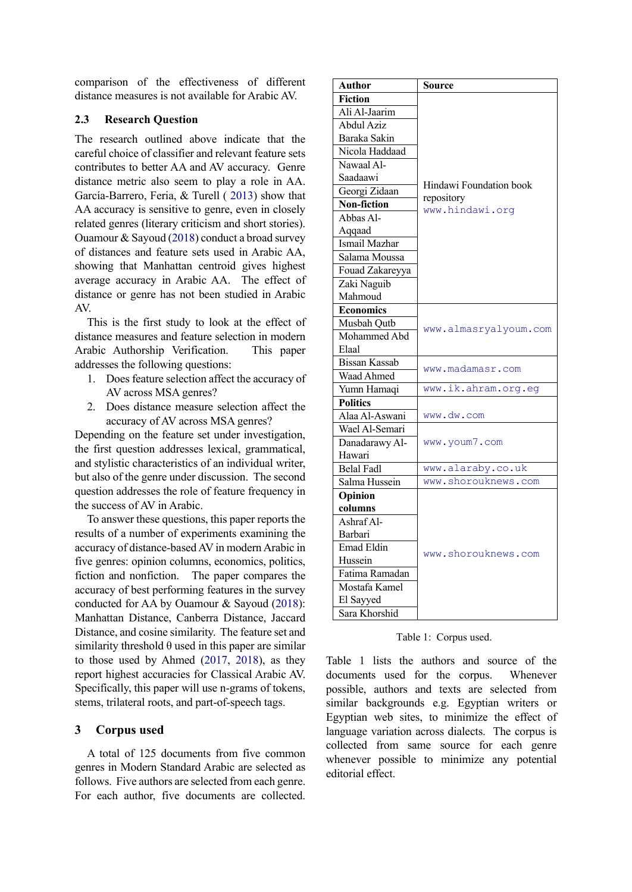comparison of the effectiveness of different distance measures is not available for Arabic AV.

### 2.3 Research Question

The research outlined above indicate that the careful choice of classifier and relevant feature sets contributes to better AA and AV accuracy. Genre distance metric also seem to play a role in AA. García-Barrero, Feria, & Turell ( 2013) show that AA accuracy is sensitive to genre, even in closely related genres (literary criticism and short stories). Ouamour & Sayoud (2018) conduct a broad survey of distances and feature sets used in Arabic AA, showing that Manhattan centroid gives highest average accuracy in Arabic AA. The effect of distance or genre has not been studied in Arabic AV.

This is the first study to look at the effect of distance measures and feature selection in modern Arabic Authorship Verification. This paper addresses the following questions:

1. Does feature selection affect the accuracy of AV across MSA genres?
2. Does distance measure selection affect the accuracy of AV across MSA genres?

Depending on the feature set under investigation, the first question addresses lexical, grammatical, and stylistic characteristics of an individual writer, but also of the genre under discussion. The second question addresses the role of feature frequency in the success of AV in Arabic.

To answer these questions, this paper reports the results of a number of experiments examining the accuracy of distance-based AV in modern Arabic in five genres: opinion columns, economics, politics, fiction and nonfiction. The paper compares the accuracy of best performing features in the survey conducted for AA by Ouamour & Sayoud (2018): Manhattan Distance, Canberra Distance, Jaccard Distance, and cosine similarity. The feature set and similarity threshold θ used in this paper are similar to those used by Ahmed (2017, 2018), as they report highest accuracies for Classical Arabic AV. Specifically, this paper will use n-grams of tokens, stems, trilateral roots, and part-of-speech tags.

## 3 Corpus used

A total of 125 documents from five common genres in Modern Standard Arabic are selected as follows. Five authors are selected from each genre. For each author, five documents are collected.

| Author | Source |
|---|---|
| **Fiction** | Hindawi Foundation book repository www.hindawi.org |
| Ali Al-Jaarim | |
| Abdul Aziz Baraka Sakin | |
| Nicola Haddaad | |
| Nawaal Al-Saadaawi | |
| Georgi Zidaan | |
| **Non-fiction** | |
| Abbas Al-Aqqaad | |
| Ismail Mazhar | |
| Salama Moussa | |
| Fouad Zakareyya | |
| Zaki Naguib Mahmoud | |
| **Economics** | www.almasryalyoum.com |
| Musbah Qutb | |
| Mohammed Abd Elaal | |
| Bissan Kassab | www.madamasr.com |
| Waad Ahmed | |
| Yumn Hamaqi | www.ik.ahram.org.eg |
| **Politics** | www.dw.com |
| Alaa Al-Aswani | |
| Wael Al-Semari | www.youm7.com |
| Danadarawy Al-Hawari | |
| Belal Fadl | www.alaraby.co.uk |
| Salma Hussein | www.shorouknews.com |
| **Opinion columns** | www.shorouknews.com |
| Ashraf Al-Barbari | |
| Emad Eldin Hussein | |
| Fatima Ramadan | |
| Mostafa Kamel El Sayyed | |
| Sara Khorshid | |

Table 1: Corpus used.

Table 1 lists the authors and source of the documents used for the corpus. Whenever possible, authors and texts are selected from similar backgrounds e.g. Egyptian writers or Egyptian web sites, to minimize the effect of language variation across dialects. The corpus is collected from same source for each genre whenever possible to minimize any potential editorial effect.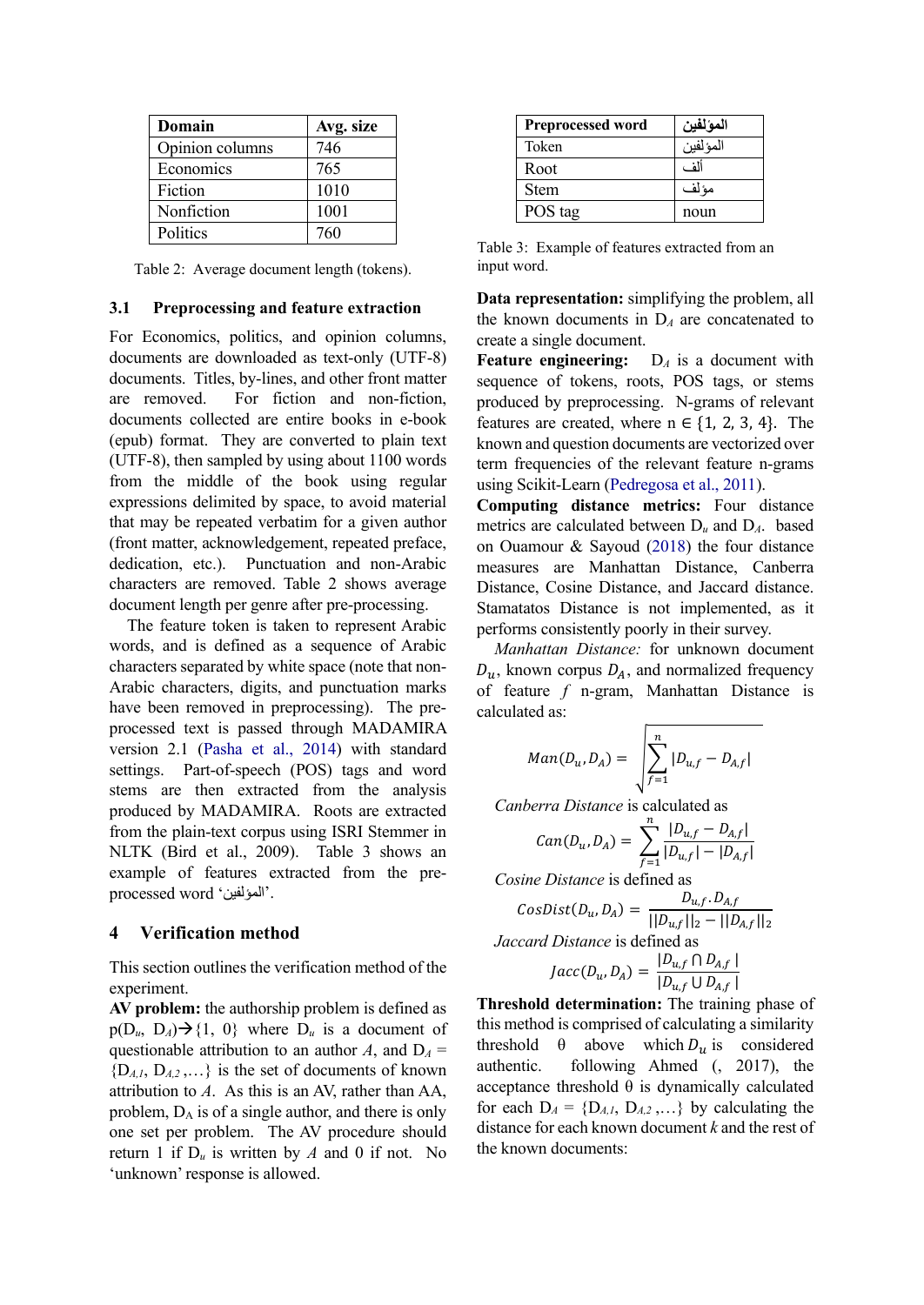| Domain | Avg. size |
|---|---|
| Opinion columns | 746 |
| Economics | 765 |
| Fiction | 1010 |
| Nonfiction | 1001 |
| Politics | 760 |

Table 2: Average document length (tokens).

### 3.1 Preprocessing and feature extraction

For Economics, politics, and opinion columns, documents are downloaded as text-only (UTF-8) documents. Titles, by-lines, and other front matter are removed. For fiction and non-fiction, documents collected are entire books in e-book (epub) format. They are converted to plain text (UTF-8), then sampled by using about 1100 words from the middle of the book using regular expressions delimited by space, to avoid material that may be repeated verbatim for a given author (front matter, acknowledgement, repeated preface, dedication, etc.). Punctuation and non-Arabic characters are removed. Table 2 shows average document length per genre after pre-processing.

The feature token is taken to represent Arabic words, and is defined as a sequence of Arabic characters separated by white space (note that non-Arabic characters, digits, and punctuation marks have been removed in preprocessing). The pre-processed text is passed through MADAMIRA version 2.1 (Pasha et al., 2014) with standard settings. Part-of-speech (POS) tags and word stems are then extracted from the analysis produced by MADAMIRA. Roots are extracted from the plain-text corpus using ISRI Stemmer in NLTK (Bird et al., 2009). Table 3 shows an example of features extracted from the pre-processed word 'المؤلفين'.

| Preprocessed word | المؤلفين |
|---|---|
| Token | المؤلفين |
| Root | ألف |
| Stem | مؤلف |
| POS tag | noun |

Table 3: Example of features extracted from an input word.

## 4 Verification method

This section outlines the verification method of the experiment.

**AV problem:** the authorship problem is defined as $p(D_u, D_A) \rightarrow \{1, 0\}$ where $D_u$ is a document of questionable attribution to an author $A$, and $D_A = \{D_{A,1}, D_{A,2}, \ldots\}$ is the set of documents of known attribution to $A$. As this is an AV, rather than AA, problem, $D_A$ is of a single author, and there is only one set per problem. The AV procedure should return 1 if $D_u$ is written by $A$ and 0 if not. No 'unknown' response is allowed.

**Data representation:** simplifying the problem, all the known documents in $D_A$ are concatenated to create a single document.

**Feature engineering:** $D_A$ is a document with sequence of tokens, roots, POS tags, or stems produced by preprocessing. N-grams of relevant features are created, where $n \in \{1, 2, 3, 4\}$. The known and question documents are vectorized over term frequencies of the relevant feature n-grams using Scikit-Learn (Pedregosa et al., 2011).

**Computing distance metrics:** Four distance metrics are calculated between $D_u$ and $D_A$. based on Ouamour & Sayoud (2018) the four distance measures are Manhattan Distance, Canberra Distance, Cosine Distance, and Jaccard distance. Stamatatos Distance is not implemented, as it performs consistently poorly in their survey.

*Manhattan Distance:* for unknown document $D_u$, known corpus $D_A$, and normalized frequency of feature $f$ n-gram, Manhattan Distance is calculated as:

$$Man(D_u, D_A) = \sqrt{\sum_{f=1}^{n} |D_{u,f} - D_{A,f}|}$$

*Canberra Distance* is calculated as

$$Can(D_u, D_A) = \sum_{f=1}^{n} \frac{|D_{u,f} - D_{A,f}|}{|D_{u,f}| - |D_{A,f}|}$$

*Cosine Distance* is defined as

$$CosDist(D_u, D_A) = \frac{D_{u,f} . D_{A,f}}{||D_{u,f}||_2 - ||D_{A,f}||_2}$$

*Jaccard Distance* is defined as

$$Jacc(D_u, D_A) = \frac{|D_{u,f} \cap D_{A,f}|}{|D_{u,f} \cup D_{A,f}|}$$

**Threshold determination:** The training phase of this method is comprised of calculating a similarity threshold θ above which $D_u$ is considered authentic. following Ahmed (, 2017), the acceptance threshold θ is dynamically calculated for each $D_A = \{D_{A,1}, D_{A,2}, \ldots\}$ by calculating the distance for each known document $k$ and the rest of the known documents: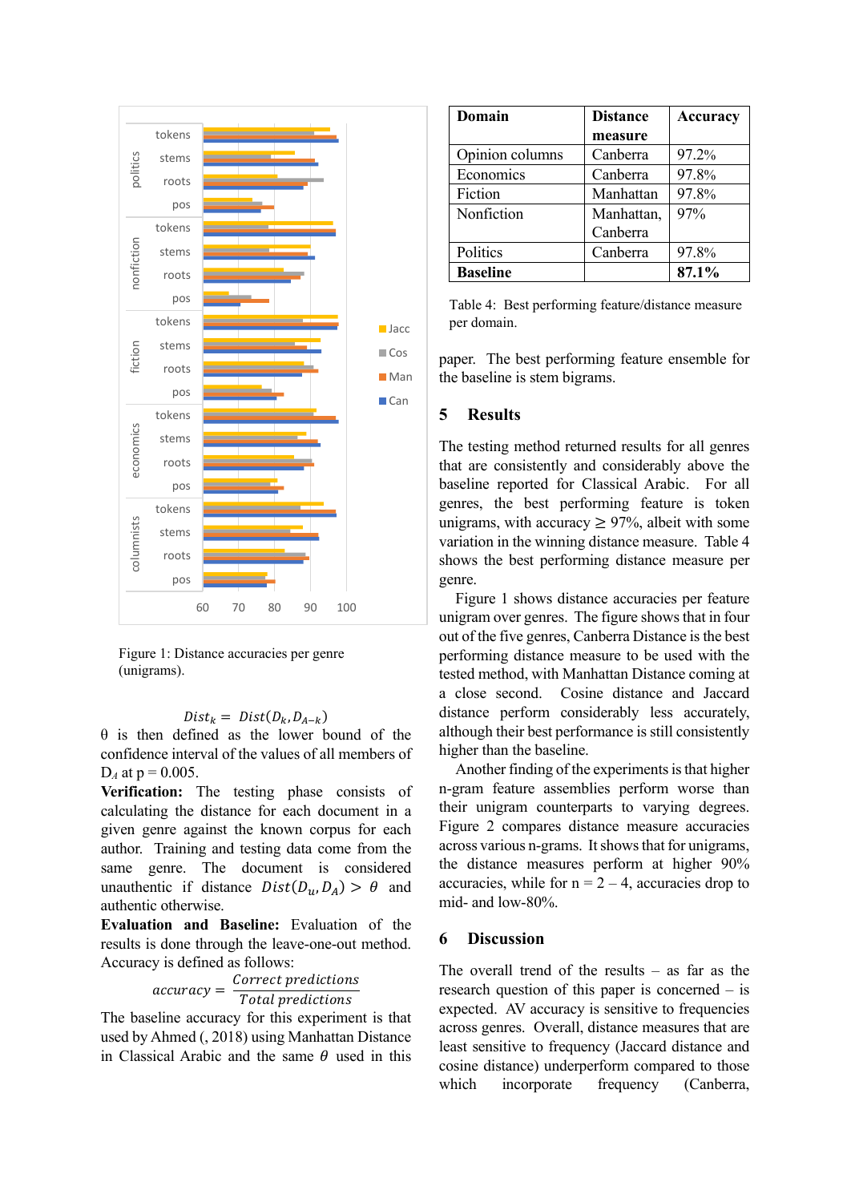Figure 1: Distance accuracies per genre (unigrams).

$$Dist_k = Dist(D_k, D_{A-k})$$

θ is then defined as the lower bound of the confidence interval of the values of all members of $D_A$ at p = 0.005.

**Verification:** The testing phase consists of calculating the distance for each document in a given genre against the known corpus for each author. Training and testing data come from the same genre. The document is considered unauthentic if distance $Dist(D_u, D_A) > \theta$ and authentic otherwise.

**Evaluation and Baseline:** Evaluation of the results is done through the leave-one-out method. Accuracy is defined as follows:

$$accuracy = \frac{Correct\ predictions}{Total\ predictions}$$

The baseline accuracy for this experiment is that used by Ahmed (, 2018) using Manhattan Distance in Classical Arabic and the same $\theta$ used in this paper. The best performing feature ensemble for the baseline is stem bigrams.

| Domain | Distance measure | Accuracy |
|---|---|---|
| Opinion columns | Canberra | 97.2% |
| Economics | Canberra | 97.8% |
| Fiction | Manhattan | 97.8% |
| Nonfiction | Manhattan, Canberra | 97% |
| Politics | Canberra | 97.8% |
| **Baseline** | | **87.1%** |

Table 4: Best performing feature/distance measure per domain.

## 5 Results

The testing method returned results for all genres that are consistently and considerably above the baseline reported for Classical Arabic. For all genres, the best performing feature is token unigrams, with accuracy ≥ 97%, albeit with some variation in the winning distance measure. Table 4 shows the best performing distance measure per genre.

Figure 1 shows distance accuracies per feature unigram over genres. The figure shows that in four out of the five genres, Canberra Distance is the best performing distance measure to be used with the tested method, with Manhattan Distance coming at a close second. Cosine distance and Jaccard distance perform considerably less accurately, although their best performance is still consistently higher than the baseline.

Another finding of the experiments is that higher n-gram feature assemblies perform worse than their unigram counterparts to varying degrees. Figure 2 compares distance measure accuracies across various n-grams. It shows that for unigrams, the distance measures perform at higher 90% accuracies, while for n = 2 – 4, accuracies drop to mid- and low-80%.

## 6 Discussion

The overall trend of the results – as far as the research question of this paper is concerned – is expected. AV accuracy is sensitive to frequencies across genres. Overall, distance measures that are least sensitive to frequency (Jaccard distance and cosine distance) underperform compared to those which incorporate frequency (Canberra,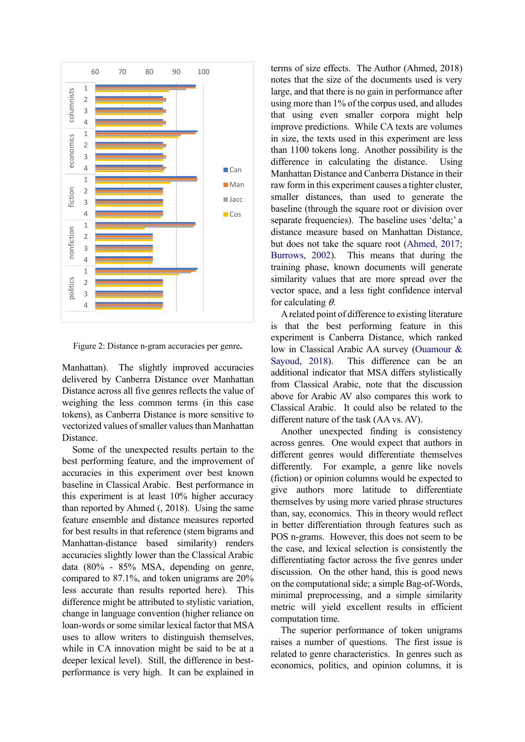Figure 2: Distance n-gram accuracies per genre.

Manhattan). The slightly improved accuracies delivered by Canberra Distance over Manhattan Distance across all five genres reflects the value of weighing the less common terms (in this case tokens), as Canberra Distance is more sensitive to vectorized values of smaller values than Manhattan Distance.

Some of the unexpected results pertain to the best performing feature, and the improvement of accuracies in this experiment over best known baseline in Classical Arabic. Best performance in this experiment is at least 10% higher accuracy than reported by Ahmed (, 2018). Using the same feature ensemble and distance measures reported for best results in that reference (stem bigrams and Manhattan-distance based similarity) renders accuracies slightly lower than the Classical Arabic data (80% - 85% MSA, depending on genre, compared to 87.1%, and token unigrams are 20% less accurate than results reported here). This difference might be attributed to stylistic variation, change in language convention (higher reliance on loan-words or some similar lexical factor that MSA uses to allow writers to distinguish themselves, while in CA innovation might be said to be at a deeper lexical level). Still, the difference in best-performance is very high. It can be explained in terms of size effects. The Author (Ahmed, 2018) notes that the size of the documents used is very large, and that there is no gain in performance after using more than 1% of the corpus used, and alludes that using even smaller corpora might help improve predictions. While CA texts are volumes in size, the texts used in this experiment are less than 1100 tokens long. Another possibility is the difference in calculating the distance. Using Manhattan Distance and Canberra Distance in their raw form in this experiment causes a tighter cluster, smaller distances, than used to generate the baseline (through the square root or division over separate frequencies). The baseline uses 'delta;' a distance measure based on Manhattan Distance, but does not take the square root (Ahmed, 2017; Burrows, 2002). This means that during the training phase, known documents will generate similarity values that are more spread over the vector space, and a less tight confidence interval for calculating $\theta$.

A related point of difference to existing literature is that the best performing feature in this experiment is Canberra Distance, which ranked low in Classical Arabic AA survey (Ouamour & Sayoud, 2018). This difference can be an additional indicator that MSA differs stylistically from Classical Arabic, note that the discussion above for Arabic AV also compares this work to Classical Arabic. It could also be related to the different nature of the task (AA vs. AV).

Another unexpected finding is consistency across genres. One would expect that authors in different genres would differentiate themselves differently. For example, a genre like novels (fiction) or opinion columns would be expected to give authors more latitude to differentiate themselves by using more varied phrase structures than, say, economics. This in theory would reflect in better differentiation through features such as POS n-grams. However, this does not seem to be the case, and lexical selection is consistently the differentiating factor across the five genres under discussion. On the other hand, this is good news on the computational side; a simple Bag-of-Words, minimal preprocessing, and a simple similarity metric will yield excellent results in efficient computation time.

The superior performance of token unigrams raises a number of questions. The first issue is related to genre characteristics. In genres such as economics, politics, and opinion columns, it is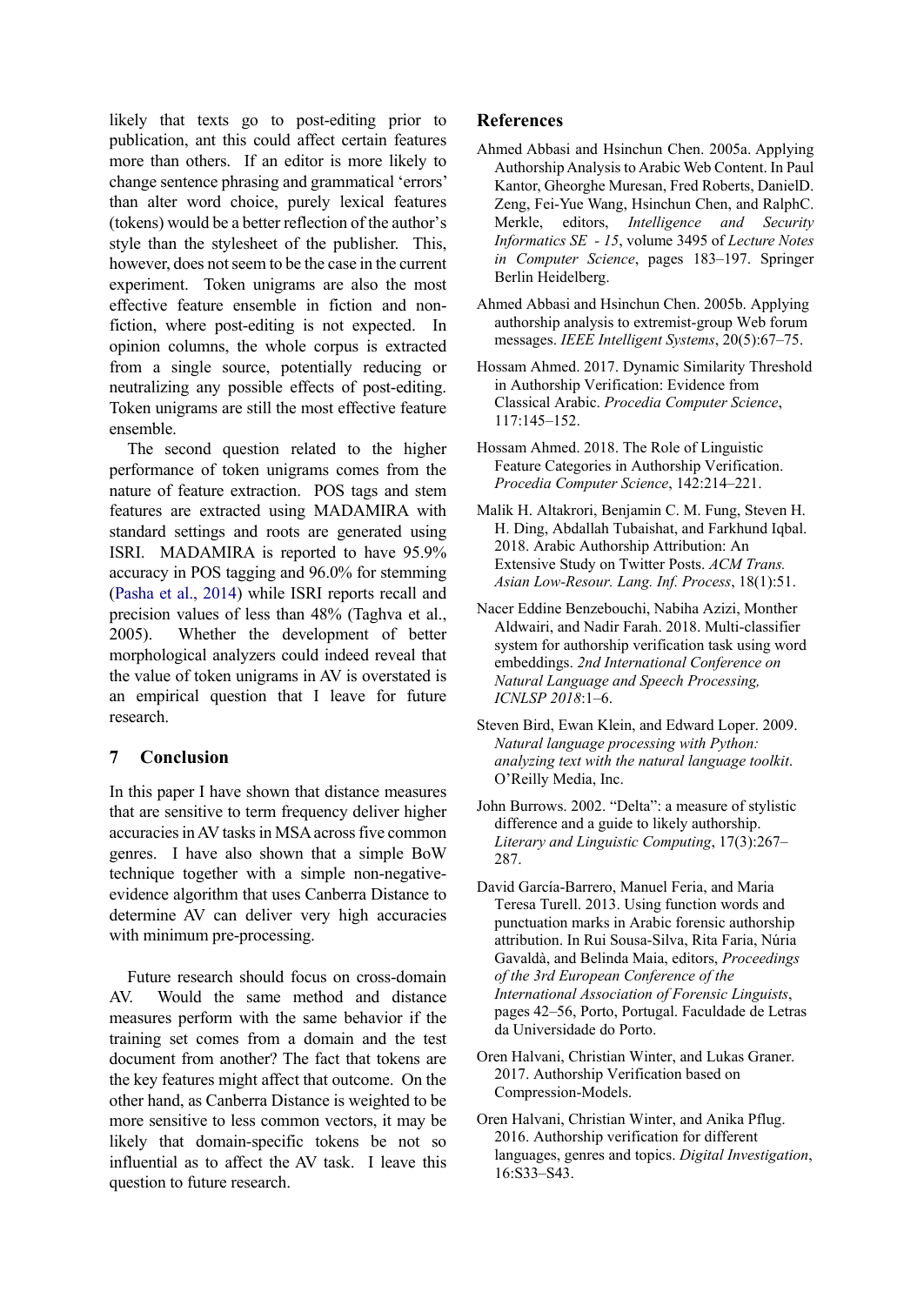likely that texts go to post-editing prior to publication, ant this could affect certain features more than others. If an editor is more likely to change sentence phrasing and grammatical 'errors' than alter word choice, purely lexical features (tokens) would be a better reflection of the author's style than the stylesheet of the publisher. This, however, does not seem to be the case in the current experiment. Token unigrams are also the most effective feature ensemble in fiction and non-fiction, where post-editing is not expected. In opinion columns, the whole corpus is extracted from a single source, potentially reducing or neutralizing any possible effects of post-editing. Token unigrams are still the most effective feature ensemble.

The second question related to the higher performance of token unigrams comes from the nature of feature extraction. POS tags and stem features are extracted using MADAMIRA with standard settings and roots are generated using ISRI. MADAMIRA is reported to have 95.9% accuracy in POS tagging and 96.0% for stemming (Pasha et al., 2014) while ISRI reports recall and precision values of less than 48% (Taghva et al., 2005). Whether the development of better morphological analyzers could indeed reveal that the value of token unigrams in AV is overstated is an empirical question that I leave for future research.

## 7 Conclusion

In this paper I have shown that distance measures that are sensitive to term frequency deliver higher accuracies in AV tasks in MSA across five common genres. I have also shown that a simple BoW technique together with a simple non-negative-evidence algorithm that uses Canberra Distance to determine AV can deliver very high accuracies with minimum pre-processing.

Future research should focus on cross-domain AV. Would the same method and distance measures perform with the same behavior if the training set comes from a domain and the test document from another? The fact that tokens are the key features might affect that outcome. On the other hand, as Canberra Distance is weighted to be more sensitive to less common vectors, it may be likely that domain-specific tokens be not so influential as to affect the AV task. I leave this question to future research.

## References

Ahmed Abbasi and Hsinchun Chen. 2005a. Applying Authorship Analysis to Arabic Web Content. In Paul Kantor, Gheorghe Muresan, Fred Roberts, DanielD. Zeng, Fei-Yue Wang, Hsinchun Chen, and RalphC. Merkle, editors, *Intelligence and Security Informatics SE - 15*, volume 3495 of *Lecture Notes in Computer Science*, pages 183–197. Springer Berlin Heidelberg.

Ahmed Abbasi and Hsinchun Chen. 2005b. Applying authorship analysis to extremist-group Web forum messages. *IEEE Intelligent Systems*, 20(5):67–75.

Hossam Ahmed. 2017. Dynamic Similarity Threshold in Authorship Verification: Evidence from Classical Arabic. *Procedia Computer Science*, 117:145–152.

Hossam Ahmed. 2018. The Role of Linguistic Feature Categories in Authorship Verification. *Procedia Computer Science*, 142:214–221.

Malik H. Altakrori, Benjamin C. M. Fung, Steven H. H. Ding, Abdallah Tubaishat, and Farkhund Iqbal. 2018. Arabic Authorship Attribution: An Extensive Study on Twitter Posts. *ACM Trans. Asian Low-Resour. Lang. Inf. Process*, 18(1):51.

Nacer Eddine Benzebouchi, Nabiha Azizi, Monther Aldwairi, and Nadir Farah. 2018. Multi-classifier system for authorship verification task using word embeddings. *2nd International Conference on Natural Language and Speech Processing, ICNLSP 2018*:1–6.

Steven Bird, Ewan Klein, and Edward Loper. 2009. *Natural language processing with Python: analyzing text with the natural language toolkit*. O'Reilly Media, Inc.

John Burrows. 2002. "Delta": a measure of stylistic difference and a guide to likely authorship. *Literary and Linguistic Computing*, 17(3):267–287.

David García-Barrero, Manuel Feria, and Maria Teresa Turell. 2013. Using function words and punctuation marks in Arabic forensic authorship attribution. In Rui Sousa-Silva, Rita Faria, Núria Gavaldà, and Belinda Maia, editors, *Proceedings of the 3rd European Conference of the International Association of Forensic Linguists*, pages 42–56, Porto, Portugal. Faculdade de Letras da Universidade do Porto.

Oren Halvani, Christian Winter, and Lukas Graner. 2017. Authorship Verification based on Compression-Models.

Oren Halvani, Christian Winter, and Anika Pflug. 2016. Authorship verification for different languages, genres and topics. *Digital Investigation*, 16:S33–S43.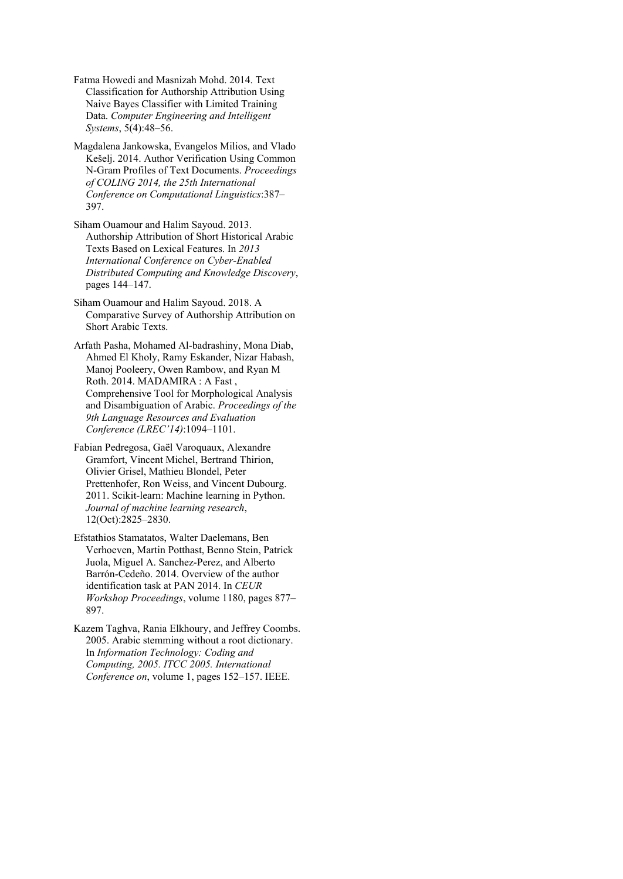Fatma Howedi and Masnizah Mohd. 2014. Text Classification for Authorship Attribution Using Naive Bayes Classifier with Limited Training Data. *Computer Engineering and Intelligent Systems*, 5(4):48–56.

Magdalena Jankowska, Evangelos Milios, and Vlado Kešelj. 2014. Author Verification Using Common N-Gram Profiles of Text Documents. *Proceedings of COLING 2014, the 25th International Conference on Computational Linguistics*:387–397.

Siham Ouamour and Halim Sayoud. 2013. Authorship Attribution of Short Historical Arabic Texts Based on Lexical Features. In *2013 International Conference on Cyber-Enabled Distributed Computing and Knowledge Discovery*, pages 144–147.

Siham Ouamour and Halim Sayoud. 2018. A Comparative Survey of Authorship Attribution on Short Arabic Texts.

Arfath Pasha, Mohamed Al-badrashiny, Mona Diab, Ahmed El Kholy, Ramy Eskander, Nizar Habash, Manoj Pooleery, Owen Rambow, and Ryan M Roth. 2014. MADAMIRA : A Fast , Comprehensive Tool for Morphological Analysis and Disambiguation of Arabic. *Proceedings of the 9th Language Resources and Evaluation Conference (LREC'14)*:1094–1101.

Fabian Pedregosa, Gaël Varoquaux, Alexandre Gramfort, Vincent Michel, Bertrand Thirion, Olivier Grisel, Mathieu Blondel, Peter Prettenhofer, Ron Weiss, and Vincent Dubourg. 2011. Scikit-learn: Machine learning in Python. *Journal of machine learning research*, 12(Oct):2825–2830.

Efstathios Stamatatos, Walter Daelemans, Ben Verhoeven, Martin Potthast, Benno Stein, Patrick Juola, Miguel A. Sanchez-Perez, and Alberto Barrón-Cedeño. 2014. Overview of the author identification task at PAN 2014. In *CEUR Workshop Proceedings*, volume 1180, pages 877–897.

Kazem Taghva, Rania Elkhoury, and Jeffrey Coombs. 2005. Arabic stemming without a root dictionary. In *Information Technology: Coding and Computing, 2005. ITCC 2005. International Conference on*, volume 1, pages 152–157. IEEE.